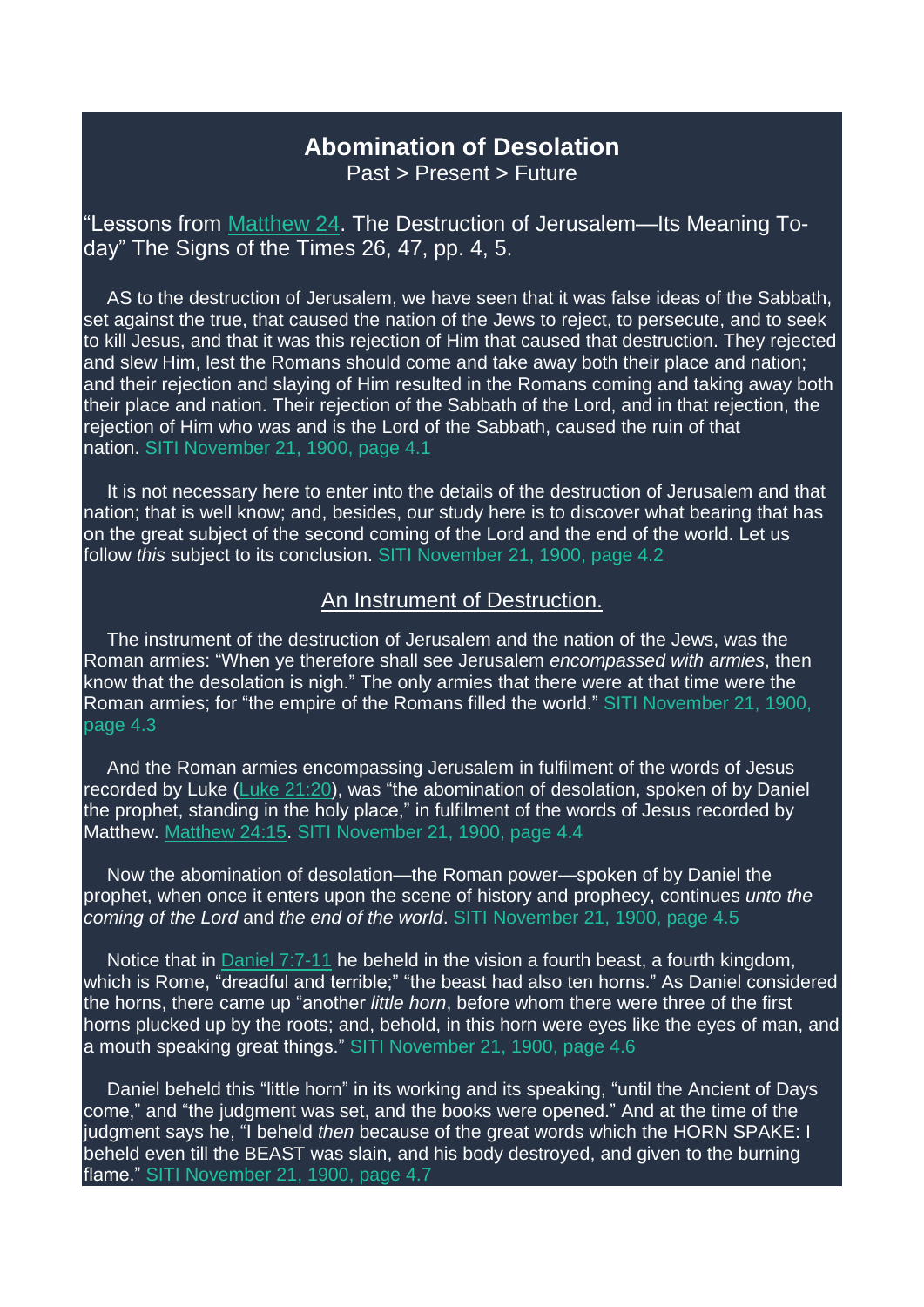# Abomination of Desolation

Past > Present > Future

"Lessons from Matthew 24. The Destruction of Jerusalem—Its Meaning To-day" The Signs of the Times 26, 47, pp. 4, 5.

AS to the destruction of Jerusalem, we have seen that it was false ideas of the Sabbath, set against the true, that caused the nation of the Jews to reject, to persecute, and to seek to kill Jesus, and that it was this rejection of Him that caused that destruction. They rejected and slew Him, lest the Romans should come and take away both their place and nation; and their rejection and slaying of Him resulted in the Romans coming and taking away both their place and nation. Their rejection of the Sabbath of the Lord, and in that rejection, the rejection of Him who was and is the Lord of the Sabbath, caused the ruin of that nation. SITI November 21, 1900, page 4.1

It is not necessary here to enter into the details of the destruction of Jerusalem and that nation; that is well know; and, besides, our study here is to discover what bearing that has on the great subject of the second coming of the Lord and the end of the world. Let us follow *this* subject to its conclusion. SITI November 21, 1900, page 4.2

## An Instrument of Destruction.

The instrument of the destruction of Jerusalem and the nation of the Jews, was the Roman armies: "When ye therefore shall see Jerusalem *encompassed with armies*, then know that the desolation is nigh." The only armies that there were at that time were the Roman armies; for "the empire of the Romans filled the world." SITI November 21, 1900, page 4.3

And the Roman armies encompassing Jerusalem in fulfilment of the words of Jesus recorded by Luke (Luke 21:20), was "the abomination of desolation, spoken of by Daniel the prophet, standing in the holy place," in fulfilment of the words of Jesus recorded by Matthew. Matthew 24:15. SITI November 21, 1900, page 4.4

Now the abomination of desolation—the Roman power—spoken of by Daniel the prophet, when once it enters upon the scene of history and prophecy, continues *unto the coming of the Lord* and *the end of the world*. SITI November 21, 1900, page 4.5

Notice that in Daniel 7:7-11 he beheld in the vision a fourth beast, a fourth kingdom, which is Rome, "dreadful and terrible;" "the beast had also ten horns." As Daniel considered the horns, there came up "another *little horn*, before whom there were three of the first horns plucked up by the roots; and, behold, in this horn were eyes like the eyes of man, and a mouth speaking great things." SITI November 21, 1900, page 4.6

Daniel beheld this "little horn" in its working and its speaking, "until the Ancient of Days come," and "the judgment was set, and the books were opened." And at the time of the judgment says he, "I beheld *then* because of the great words which the HORN SPAKE: I beheld even till the BEAST was slain, and his body destroyed, and given to the burning flame." SITI November 21, 1900, page 4.7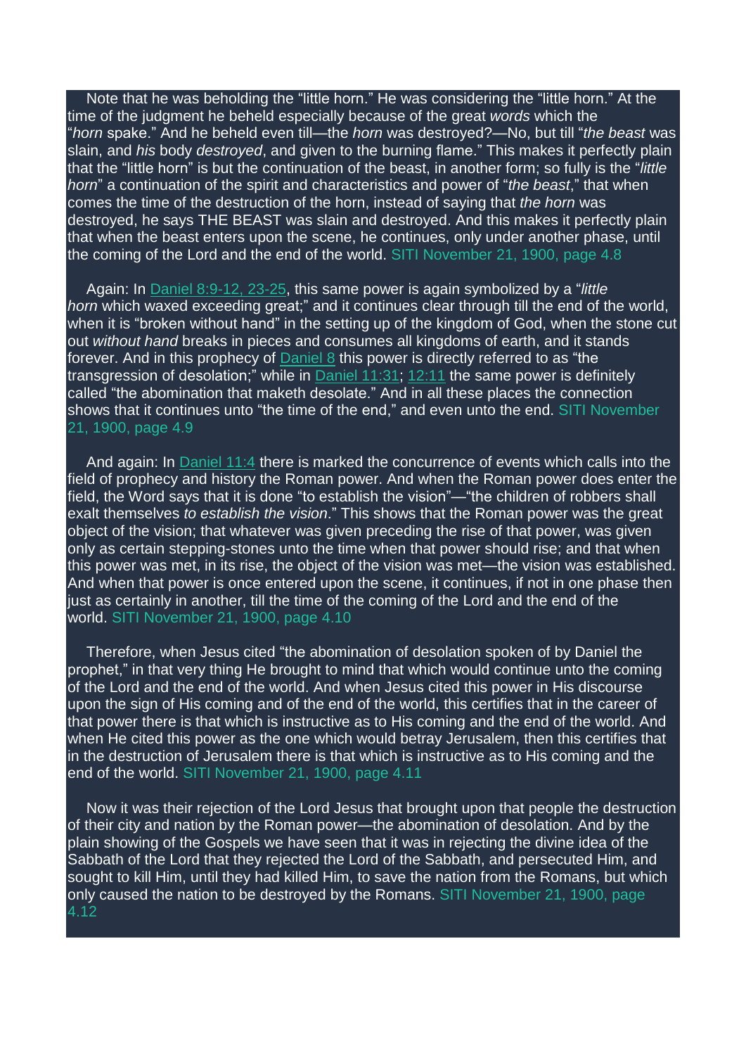Note that he was beholding the "little horn." He was considering the "little horn." At the time of the judgment he beheld especially because of the great *words* which the "*horn* spake." And he beheld even till—the *horn* was destroyed?—No, but till "*the beast* was slain, and *his* body *destroyed*, and given to the burning flame." This makes it perfectly plain that the "little horn" is but the continuation of the beast, in another form; so fully is the "*little horn*" a continuation of the spirit and characteristics and power of "*the beast*," that when comes the time of the destruction of the horn, instead of saying that *the horn* was destroyed, he says THE BEAST was slain and destroyed. And this makes it perfectly plain that when the beast enters upon the scene, he continues, only under another phase, until the coming of the Lord and the end of the world. SITI November 21, 1900, page 4.8

Again: In Daniel 8:9-12, 23-25, this same power is again symbolized by a "*little horn* which waxed exceeding great;" and it continues clear through till the end of the world, when it is "broken without hand" in the setting up of the kingdom of God, when the stone cut out *without hand* breaks in pieces and consumes all kingdoms of earth, and it stands forever. And in this prophecy of Daniel 8 this power is directly referred to as "the transgression of desolation;" while in Daniel 11:31; 12:11 the same power is definitely called "the abomination that maketh desolate." And in all these places the connection shows that it continues unto "the time of the end," and even unto the end. SITI November 21, 1900, page 4.9

And again: In Daniel 11:4 there is marked the concurrence of events which calls into the field of prophecy and history the Roman power. And when the Roman power does enter the field, the Word says that it is done "to establish the vision"—"the children of robbers shall exalt themselves *to establish the vision*." This shows that the Roman power was the great object of the vision; that whatever was given preceding the rise of that power, was given only as certain stepping-stones unto the time when that power should rise; and that when this power was met, in its rise, the object of the vision was met—the vision was established. And when that power is once entered upon the scene, it continues, if not in one phase then just as certainly in another, till the time of the coming of the Lord and the end of the world. SITI November 21, 1900, page 4.10

Therefore, when Jesus cited "the abomination of desolation spoken of by Daniel the prophet," in that very thing He brought to mind that which would continue unto the coming of the Lord and the end of the world. And when Jesus cited this power in His discourse upon the sign of His coming and of the end of the world, this certifies that in the career of that power there is that which is instructive as to His coming and the end of the world. And when He cited this power as the one which would betray Jerusalem, then this certifies that in the destruction of Jerusalem there is that which is instructive as to His coming and the end of the world. SITI November 21, 1900, page 4.11

Now it was their rejection of the Lord Jesus that brought upon that people the destruction of their city and nation by the Roman power—the abomination of desolation. And by the plain showing of the Gospels we have seen that it was in rejecting the divine idea of the Sabbath of the Lord that they rejected the Lord of the Sabbath, and persecuted Him, and sought to kill Him, until they had killed Him, to save the nation from the Romans, but which only caused the nation to be destroyed by the Romans. SITI November 21, 1900, page 4.12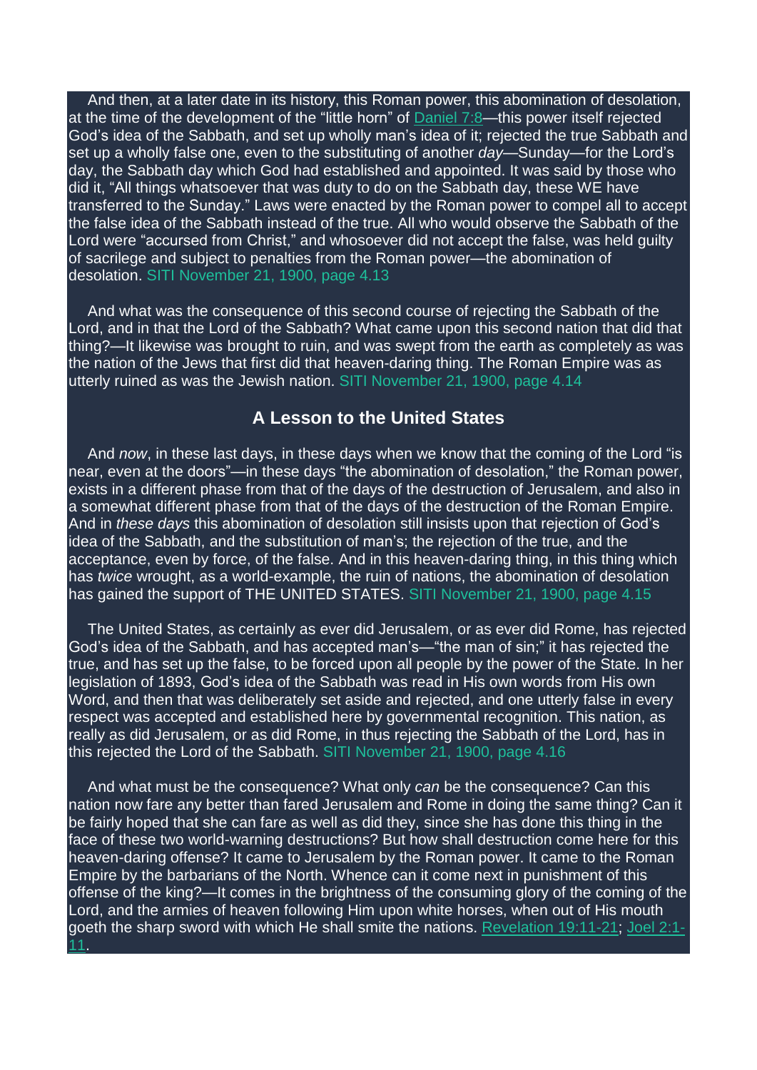And then, at a later date in its history, this Roman power, this abomination of desolation, at the time of the development of the "little horn" of Daniel 7:8—this power itself rejected God's idea of the Sabbath, and set up wholly man's idea of it; rejected the true Sabbath and set up a wholly false one, even to the substituting of another *day*—Sunday—for the Lord's day, the Sabbath day which God had established and appointed. It was said by those who did it, "All things whatsoever that was duty to do on the Sabbath day, these WE have transferred to the Sunday." Laws were enacted by the Roman power to compel all to accept the false idea of the Sabbath instead of the true. All who would observe the Sabbath of the Lord were "accursed from Christ," and whosoever did not accept the false, was held guilty of sacrilege and subject to penalties from the Roman power—the abomination of desolation. SITI November 21, 1900, page 4.13

And what was the consequence of this second course of rejecting the Sabbath of the Lord, and in that the Lord of the Sabbath? What came upon this second nation that did that thing?—It likewise was brought to ruin, and was swept from the earth as completely as was the nation of the Jews that first did that heaven-daring thing. The Roman Empire was as utterly ruined as was the Jewish nation. SITI November 21, 1900, page 4.14

## A Lesson to the United States

And *now*, in these last days, in these days when we know that the coming of the Lord "is near, even at the doors"—in these days "the abomination of desolation," the Roman power, exists in a different phase from that of the days of the destruction of Jerusalem, and also in a somewhat different phase from that of the days of the destruction of the Roman Empire. And in *these days* this abomination of desolation still insists upon that rejection of God's idea of the Sabbath, and the substitution of man's; the rejection of the true, and the acceptance, even by force, of the false. And in this heaven-daring thing, in this thing which has *twice* wrought, as a world-example, the ruin of nations, the abomination of desolation has gained the support of THE UNITED STATES. SITI November 21, 1900, page 4.15

The United States, as certainly as ever did Jerusalem, or as ever did Rome, has rejected God's idea of the Sabbath, and has accepted man's—"the man of sin;" it has rejected the true, and has set up the false, to be forced upon all people by the power of the State. In her legislation of 1893, God's idea of the Sabbath was read in His own words from His own Word, and then that was deliberately set aside and rejected, and one utterly false in every respect was accepted and established here by governmental recognition. This nation, as really as did Jerusalem, or as did Rome, in thus rejecting the Sabbath of the Lord, has in this rejected the Lord of the Sabbath. SITI November 21, 1900, page 4.16

And what must be the consequence? What only *can* be the consequence? Can this nation now fare any better than fared Jerusalem and Rome in doing the same thing? Can it be fairly hoped that she can fare as well as did they, since she has done this thing in the face of these two world-warning destructions? But how shall destruction come here for this heaven-daring offense? It came to Jerusalem by the Roman power. It came to the Roman Empire by the barbarians of the North. Whence can it come next in punishment of this offense of the king?—It comes in the brightness of the consuming glory of the coming of the Lord, and the armies of heaven following Him upon white horses, when out of His mouth goeth the sharp sword with which He shall smite the nations. Revelation 19:11-21; Joel 2:1-11.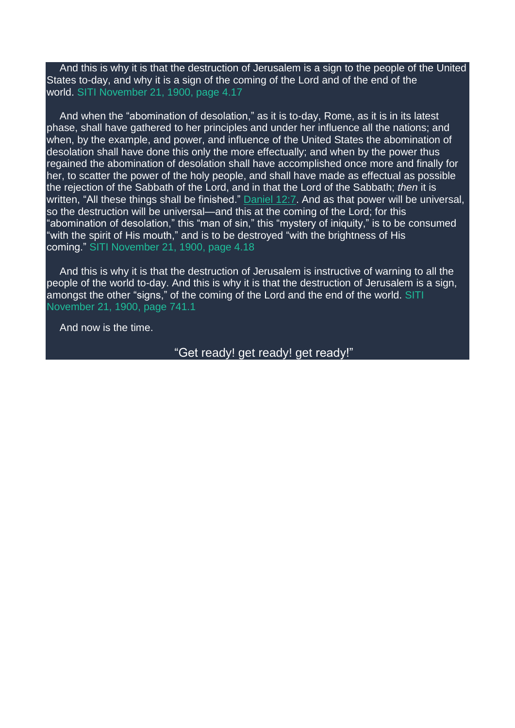And this is why it is that the destruction of Jerusalem is a sign to the people of the United States to-day, and why it is a sign of the coming of the Lord and of the end of the world. SITI November 21, 1900, page 4.17

And when the "abomination of desolation," as it is to-day, Rome, as it is in its latest phase, shall have gathered to her principles and under her influence all the nations; and when, by the example, and power, and influence of the United States the abomination of desolation shall have done this only the more effectually; and when by the power thus regained the abomination of desolation shall have accomplished once more and finally for her, to scatter the power of the holy people, and shall have made as effectual as possible the rejection of the Sabbath of the Lord, and in that the Lord of the Sabbath; *then* it is written, "All these things shall be finished." Daniel 12:7. And as that power will be universal, so the destruction will be universal—and this at the coming of the Lord; for this "abomination of desolation," this "man of sin," this "mystery of iniquity," is to be consumed "with the spirit of His mouth," and is to be destroyed "with the brightness of His coming." SITI November 21, 1900, page 4.18

And this is why it is that the destruction of Jerusalem is instructive of warning to all the people of the world to-day. And this is why it is that the destruction of Jerusalem is a sign, amongst the other "signs," of the coming of the Lord and the end of the world. SITI November 21, 1900, page 741.1

And now is the time.

"Get ready! get ready! get ready!"